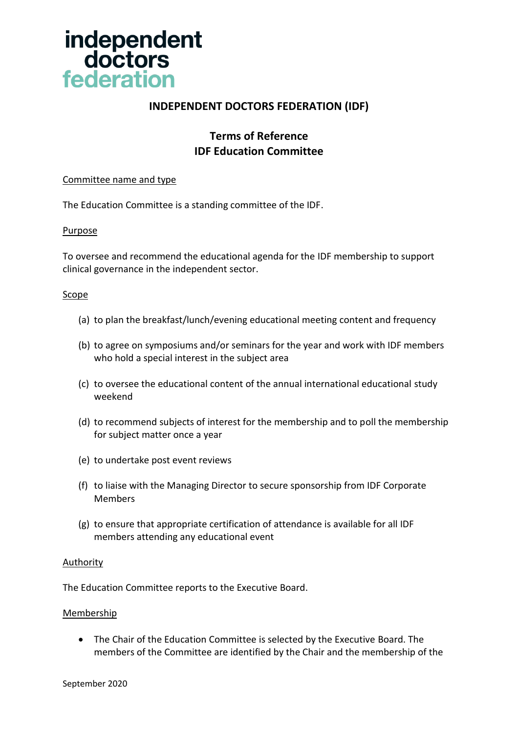independent
doctors
federation

# INDEPENDENT DOCTORS FEDERATION (IDF)

## Terms of Reference
## IDF Education Committee

Committee name and type

The Education Committee is a standing committee of the IDF.

Purpose

To oversee and recommend the educational agenda for the IDF membership to support clinical governance in the independent sector.

Scope

(a) to plan the breakfast/lunch/evening educational meeting content and frequency

(b) to agree on symposiums and/or seminars for the year and work with IDF members who hold a special interest in the subject area

(c) to oversee the educational content of the annual international educational study weekend

(d) to recommend subjects of interest for the membership and to poll the membership for subject matter once a year

(e) to undertake post event reviews

(f) to liaise with the Managing Director to secure sponsorship from IDF Corporate Members

(g) to ensure that appropriate certification of attendance is available for all IDF members attending any educational event

Authority

The Education Committee reports to the Executive Board.

Membership

- The Chair of the Education Committee is selected by the Executive Board. The members of the Committee are identified by the Chair and the membership of the

September 2020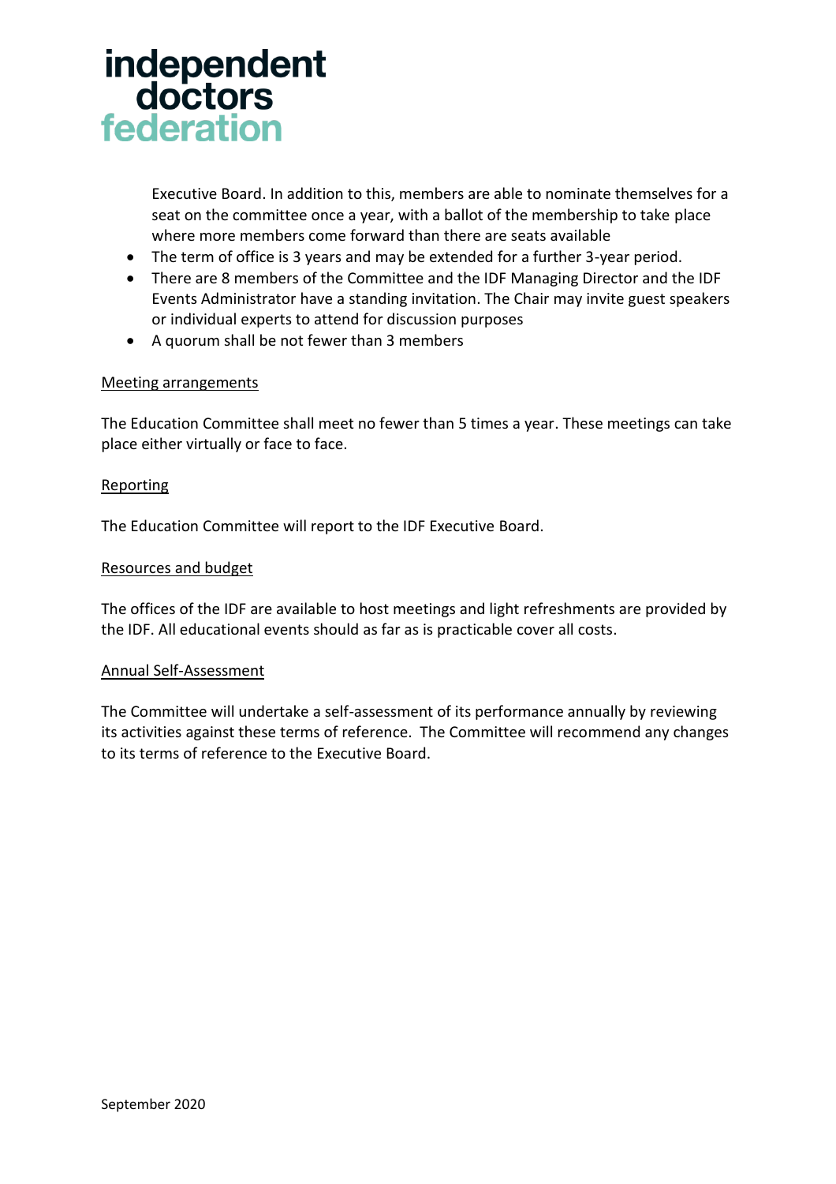Executive Board. In addition to this, members are able to nominate themselves for a seat on the committee once a year, with a ballot of the membership to take place where more members come forward than there are seats available

- The term of office is 3 years and may be extended for a further 3-year period.
- There are 8 members of the Committee and the IDF Managing Director and the IDF Events Administrator have a standing invitation. The Chair may invite guest speakers or individual experts to attend for discussion purposes
- A quorum shall be not fewer than 3 members

## Meeting arrangements

The Education Committee shall meet no fewer than 5 times a year. These meetings can take place either virtually or face to face.

## Reporting

The Education Committee will report to the IDF Executive Board.

## Resources and budget

The offices of the IDF are available to host meetings and light refreshments are provided by the IDF. All educational events should as far as is practicable cover all costs.

## Annual Self-Assessment

The Committee will undertake a self-assessment of its performance annually by reviewing its activities against these terms of reference. The Committee will recommend any changes to its terms of reference to the Executive Board.

September 2020